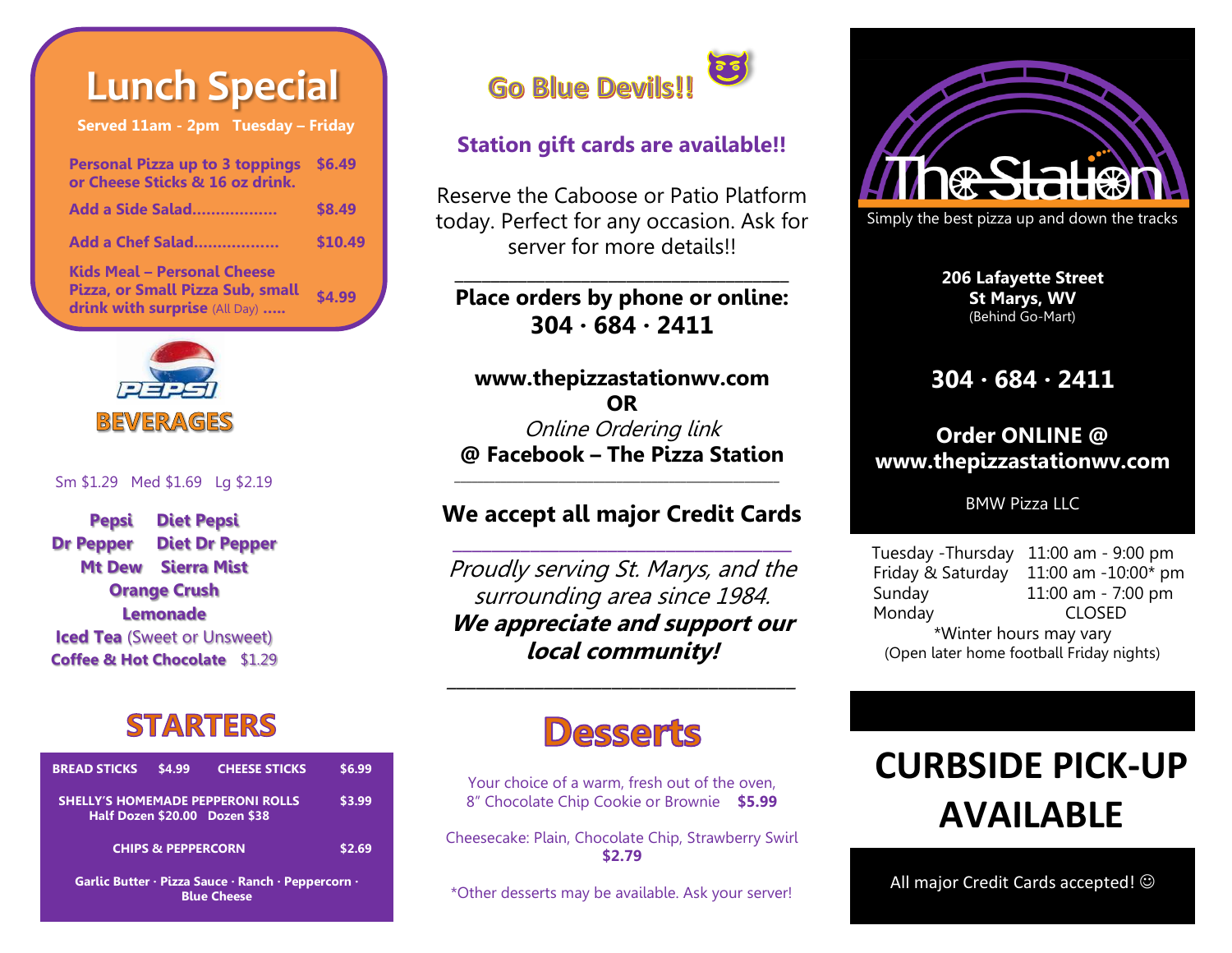# Lunch Special

**Served 11am - 2pm Tuesday – Friday**

| Item | Price |
|---|---|
| Personal Pizza up to 3 toppings or Cheese Sticks & 16 oz drink. | $6.49 |
| Add a Side Salad.................. | $8.49 |
| Add a Chef Salad.................. | $10.49 |
| Kids Meal – Personal Cheese Pizza, or Small Pizza Sub, small drink with surprise (All Day) ..... | $4.99 |

## PEPSI BEVERAGES

Sm $1.29 Med $1.69 Lg $2.19

Pepsi Diet Pepsi
Dr Pepper Diet Dr Pepper
Mt Dew Sierra Mist
Orange Crush
Lemonade
Iced Tea (Sweet or Unsweet)
Coffee & Hot Chocolate $1.29

## STARTERS

| Item | Price | Item | Price |
|---|---|---|---|
| BREAD STICKS | $4.99 | CHEESE STICKS | $6.99 |
| SHELLY'S HOMEMADE PEPPERONI ROLLS Half Dozen $20.00 Dozen $38 | | | $3.99 |
| CHIPS & PEPPERCORN | | | $2.69 |

Garlic Butter · Pizza Sauce · Ranch · Peppercorn · Blue Cheese

Go Blue Devils!!

**Station gift cards are available!!**

Reserve the Caboose or Patio Platform today. Perfect for any occasion. Ask for server for more details!!

**Place orders by phone or online:**
**304 · 684 · 2411**

**www.thepizzastationwv.com**
**OR**
*Online Ordering link*
**@ Facebook – The Pizza Station**

**We accept all major Credit Cards**

*Proudly serving St. Marys, and the surrounding area since 1984.*
***We appreciate and support our local community!***

## Desserts

Your choice of a warm, fresh out of the oven, 8" Chocolate Chip Cookie or Brownie **$5.99**

Cheesecake: Plain, Chocolate Chip, Strawberry Swirl **$2.79**

*Other desserts may be available. Ask your server!

# The Station

Simply the best pizza up and down the tracks

**206 Lafayette Street**
**St Marys, WV**
(Behind Go-Mart)

**304 · 684 · 2411**

**Order ONLINE @ www.thepizzastationwv.com**

BMW Pizza LLC

| Day | Hours |
|---|---|
| Tuesday -Thursday | 11:00 am - 9:00 pm |
| Friday & Saturday | 11:00 am -10:00* pm |
| Sunday | 11:00 am - 7:00 pm |
| Monday | CLOSED |

*Winter hours may vary
(Open later home football Friday nights)

## CURBSIDE PICK-UP AVAILABLE

All major Credit Cards accepted! ☺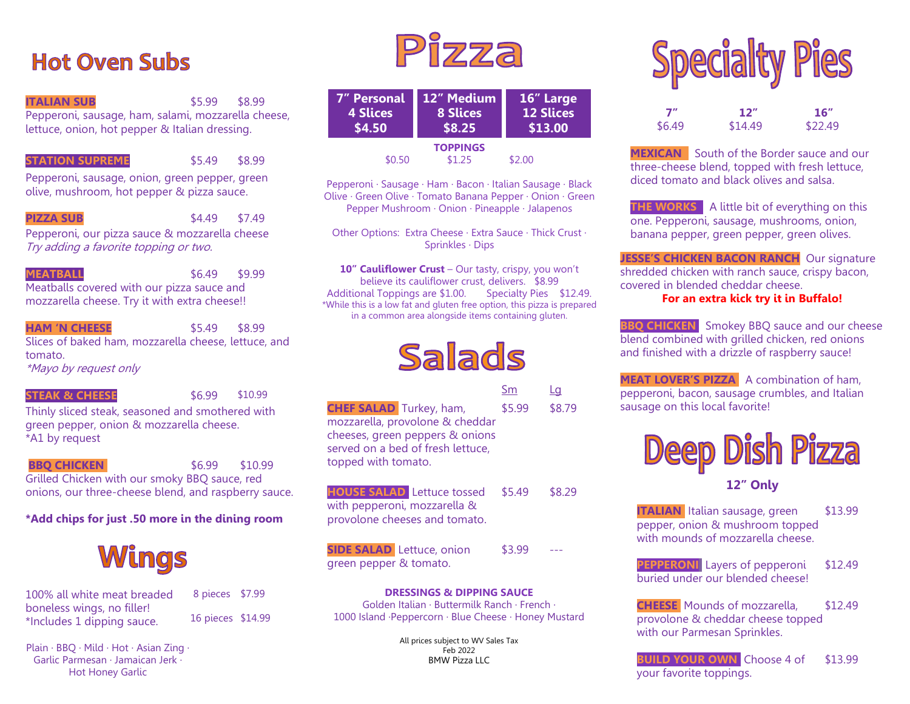# Hot Oven Subs

**ITALIAN SUB** $5.99 $8.99
Pepperoni, sausage, ham, salami, mozzarella cheese, lettuce, onion, hot pepper & Italian dressing.

**STATION SUPREME** $5.49 $8.99
Pepperoni, sausage, onion, green pepper, green olive, mushroom, hot pepper & pizza sauce.

**PIZZA SUB** $4.49 $7.49
Pepperoni, our pizza sauce & mozzarella cheese
*Try adding a favorite topping or two.*

**MEATBALL** $6.49 $9.99
Meatballs covered with our pizza sauce and mozzarella cheese. Try it with extra cheese!!

**HAM 'N CHEESE** $5.49 $8.99
Slices of baked ham, mozzarella cheese, lettuce, and tomato.
*\*Mayo by request only*

**STEAK & CHEESE** $6.99 $10.99
Thinly sliced steak, seasoned and smothered with green pepper, onion & mozzarella cheese.
*A1 by request

**BBQ CHICKEN** $6.99 $10.99
Grilled Chicken with our smoky BBQ sauce, red onions, our three-cheese blend, and raspberry sauce.

**\*Add chips for just .50 more in the dining room**

# Wings

100% all white meat breaded boneless wings, no filler!
*Includes 1 dipping sauce.

| | |
|---|---|
| 8 pieces | $7.99 |
| 16 pieces | $14.99 |

Plain · BBQ · Mild · Hot · Asian Zing · Garlic Parmesan · Jamaican Jerk · Hot Honey Garlic

# Pizza

| 7" Personal 4 Slices $4.50 | 12" Medium 8 Slices $8.25 | 16" Large 12 Slices $13.00 |
|---|---|---|
| **TOPPINGS** | | |
| $0.50 | $1.25 | $2.00 |

Pepperoni · Sausage · Ham · Bacon · Italian Sausage · Black Olive · Green Olive · Tomato Banana Pepper · Onion · Green Pepper Mushroom · Onion · Pineapple · Jalapenos

Other Options: Extra Cheese · Extra Sauce · Thick Crust · Sprinkles · Dips

**10" Cauliflower Crust** – Our tasty, crispy, you won't believe its cauliflower crust, delivers. $8.99
Additional Toppings are $1.00. Specialty Pies $12.49.
*While this is a low fat and gluten free option, this pizza is prepared in a common area alongside items containing gluten.

# Salads

| | Sm | Lg |
|---|---|---|
| **CHEF SALAD** Turkey, ham, mozzarella, provolone & cheddar cheeses, green peppers & onions served on a bed of fresh lettuce, topped with tomato. | $5.99 | $8.79 |
| **HOUSE SALAD** Lettuce tossed with pepperoni, mozzarella & provolone cheeses and tomato. | $5.49 | $8.29 |
| **SIDE SALAD** Lettuce, onion green pepper & tomato. | $3.99 | --- |

**DRESSINGS & DIPPING SAUCE**
Golden Italian · Buttermilk Ranch · French · 1000 Island ·Peppercorn · Blue Cheese · Honey Mustard

All prices subject to WV Sales Tax
Feb 2022
BMW Pizza LLC

# Specialty Pies

| 7" | 12" | 16" |
|---|---|---|
| $6.49 | $14.49 | $22.49 |

**MEXICAN** South of the Border sauce and our three-cheese blend, topped with fresh lettuce, diced tomato and black olives and salsa.

**THE WORKS** A little bit of everything on this one. Pepperoni, sausage, mushrooms, onion, banana pepper, green pepper, green olives.

**JESSE'S CHICKEN BACON RANCH** Our signature shredded chicken with ranch sauce, crispy bacon, covered in blended cheddar cheese.
**For an extra kick try it in Buffalo!**

**BBQ CHICKEN** Smokey BBQ sauce and our cheese blend combined with grilled chicken, red onions and finished with a drizzle of raspberry sauce!

**MEAT LOVER'S PIZZA** A combination of ham, pepperoni, bacon, sausage crumbles, and Italian sausage on this local favorite!

# Deep Dish Pizza

**12" Only**

**ITALIAN** Italian sausage, green pepper, onion & mushroom topped with mounds of mozzarella cheese. $13.99

**PEPPERONI** Layers of pepperoni buried under our blended cheese! $12.49

**CHEESE** Mounds of mozzarella, provolone & cheddar cheese topped with our Parmesan Sprinkles. $12.49

**BUILD YOUR OWN** Choose 4 of your favorite toppings. $13.99